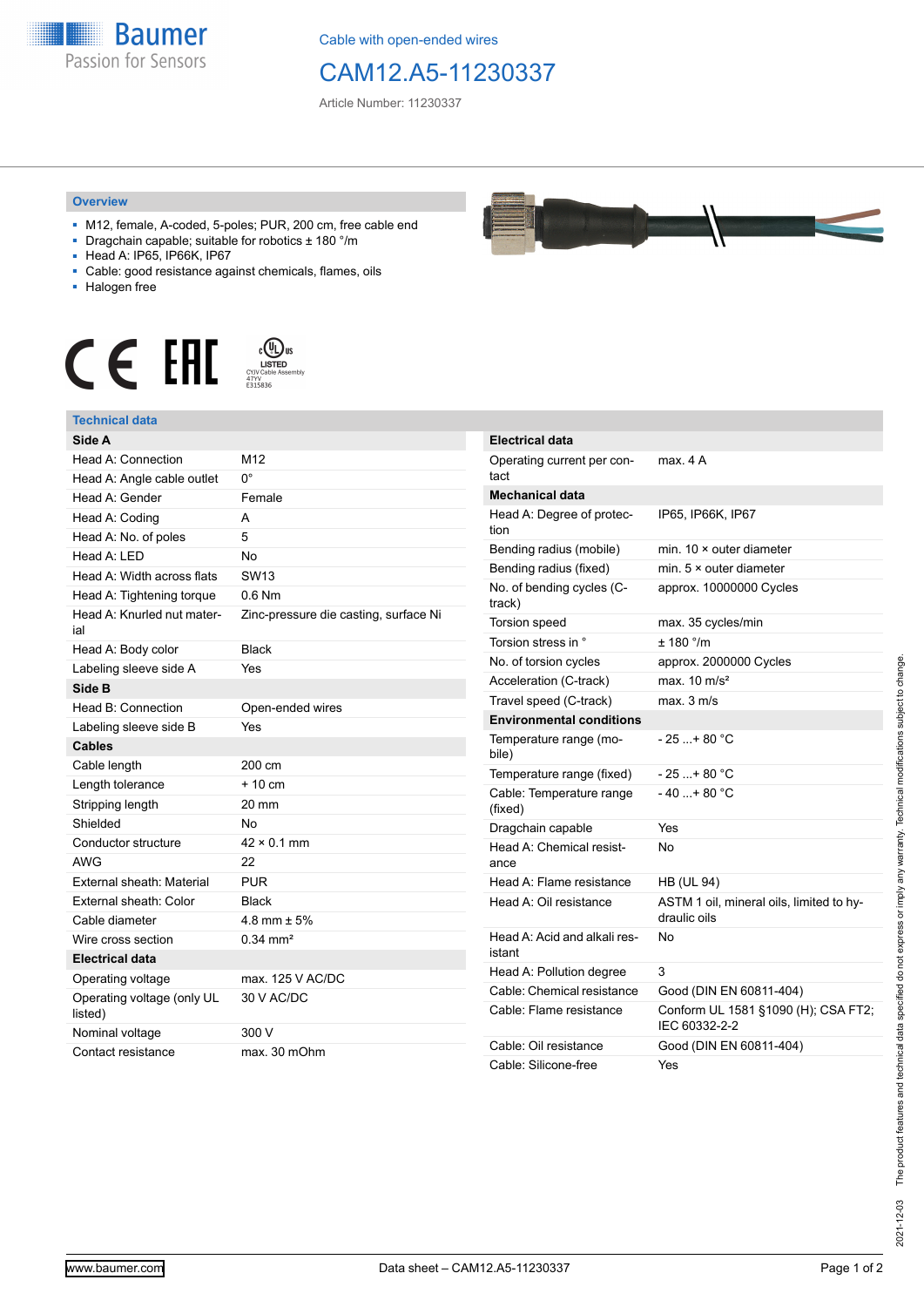Cable with open-ended wires

# CAM12.A5-11230337

Article Number: 11230337

## Overview

- M12, female, A-coded, 5-poles; PUR, 200 cm, free cable end
- Dragchain capable; suitable for robotics ± 180 °/m
- Head A: IP65, IP66K, IP67
- Cable: good resistance against chemicals, flames, oils
- Halogen free

LISTED
CYJV Cable Assembly
47YV
E315836

## Technical data

| **Side A** | |
|---|---|
| Head A: Connection | M12 |
| Head A: Angle cable outlet | 0° |
| Head A: Gender | Female |
| Head A: Coding | A |
| Head A: No. of poles | 5 |
| Head A: LED | No |
| Head A: Width across flats | SW13 |
| Head A: Tightening torque | 0.6 Nm |
| Head A: Knurled nut material | Zinc-pressure die casting, surface Ni |
| Head A: Body color | Black |
| Labeling sleeve side A | Yes |
| **Side B** | |
| Head B: Connection | Open-ended wires |
| Labeling sleeve side B | Yes |
| **Cables** | |
| Cable length | 200 cm |
| Length tolerance | + 10 cm |
| Stripping length | 20 mm |
| Shielded | No |
| Conductor structure | 42 × 0.1 mm |
| AWG | 22 |
| External sheath: Material | PUR |
| External sheath: Color | Black |
| Cable diameter | 4.8 mm ± 5% |
| Wire cross section | 0.34 mm² |
| **Electrical data** | |
| Operating voltage | max. 125 V AC/DC |
| Operating voltage (only UL listed) | 30 V AC/DC |
| Nominal voltage | 300 V |
| Contact resistance | max. 30 mOhm |

| **Electrical data** | |
|---|---|
| Operating current per contact | max. 4 A |
| **Mechanical data** | |
| Head A: Degree of protection | IP65, IP66K, IP67 |
| Bending radius (mobile) | min. 10 × outer diameter |
| Bending radius (fixed) | min. 5 × outer diameter |
| No. of bending cycles (C-track) | approx. 10000000 Cycles |
| Torsion speed | max. 35 cycles/min |
| Torsion stress in ° | ± 180 °/m |
| No. of torsion cycles | approx. 2000000 Cycles |
| Acceleration (C-track) | max. 10 m/s² |
| Travel speed (C-track) | max. 3 m/s |
| **Environmental conditions** | |
| Temperature range (mobile) | - 25 ...+ 80 °C |
| Temperature range (fixed) | - 25 ...+ 80 °C |
| Cable: Temperature range (fixed) | - 40 ...+ 80 °C |
| Dragchain capable | Yes |
| Head A: Chemical resistance | No |
| Head A: Flame resistance | HB (UL 94) |
| Head A: Oil resistance | ASTM 1 oil, mineral oils, limited to hydraulic oils |
| Head A: Acid and alkali resistant | No |
| Head A: Pollution degree | 3 |
| Cable: Chemical resistance | Good (DIN EN 60811-404) |
| Cable: Flame resistance | Conform UL 1581 §1090 (H); CSA FT2; IEC 60332-2-2 |
| Cable: Oil resistance | Good (DIN EN 60811-404) |
| Cable: Silicone-free | Yes |

2021-12-03 The product features and technical data specified do not express or imply any warranty. Technical modifications subject to change.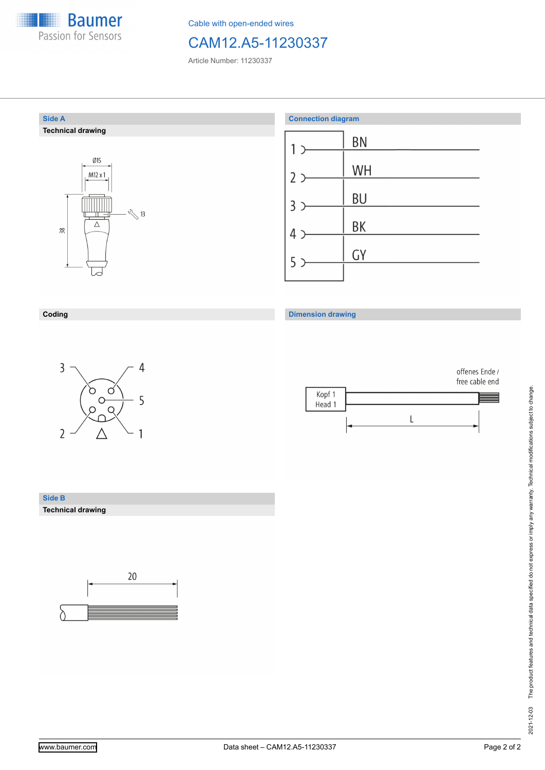Cable with open-ended wires

# CAM12.A5-11230337

Article Number: 11230337

## Side A

### Technical drawing

Ø15

M12 x 1

13

38

## Connection diagram

1 BN

2 WH

3 BU

4 BK

5 GY

### Coding

3 4

5

2 1

## Dimension drawing

Kopf 1 / Head 1

offenes Ende / free cable end

L

## Side B

### Technical drawing

20

The product features and technical data specified do not express or imply any warranty. Technical modifications subject to change.

2021-12-03

www.baumer.com

Data sheet – CAM12.A5-11230337